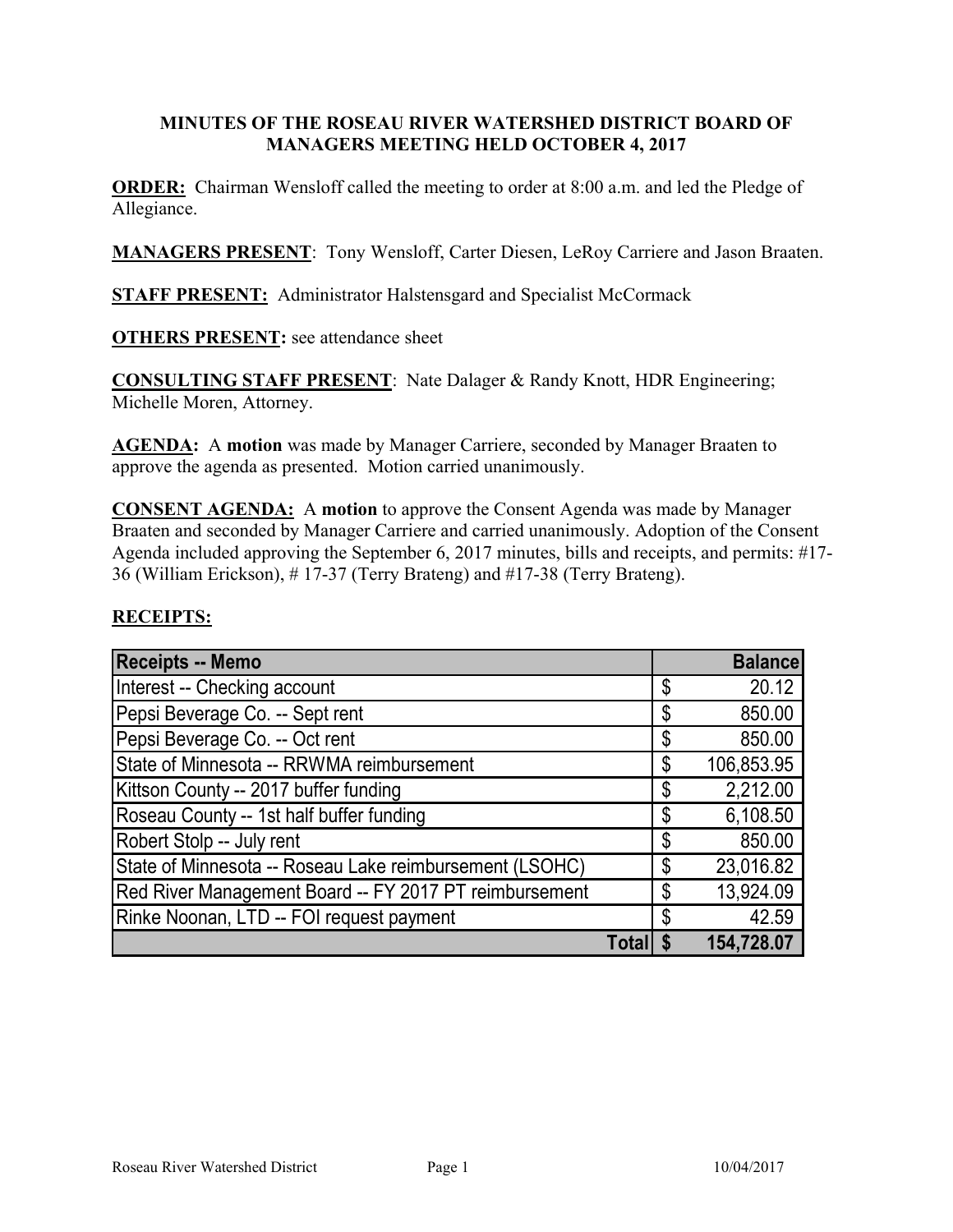# MINUTES OF THE ROSEAU RIVER WATERSHED DISTRICT BOARD OF MANAGERS MEETING HELD OCTOBER 4, 2017

**ORDER:** Chairman Wensloff called the meeting to order at 8:00 a.m. and led the Pledge of Allegiance.

**MANAGERS PRESENT**: Tony Wensloff, Carter Diesen, LeRoy Carriere and Jason Braaten.

**STAFF PRESENT:** Administrator Halstensgard and Specialist McCormack

**OTHERS PRESENT:** see attendance sheet

**CONSULTING STAFF PRESENT**: Nate Dalager & Randy Knott, HDR Engineering; Michelle Moren, Attorney.

**AGENDA:** A **motion** was made by Manager Carriere, seconded by Manager Braaten to approve the agenda as presented. Motion carried unanimously.

**CONSENT AGENDA:** A **motion** to approve the Consent Agenda was made by Manager Braaten and seconded by Manager Carriere and carried unanimously. Adoption of the Consent Agenda included approving the September 6, 2017 minutes, bills and receipts, and permits: #17-36 (William Erickson), # 17-37 (Terry Brateng) and #17-38 (Terry Brateng).

**RECEIPTS:**

| Receipts -- Memo | Balance |
|---|---|
| Interest -- Checking account | $ 20.12 |
| Pepsi Beverage Co. -- Sept rent | $ 850.00 |
| Pepsi Beverage Co. -- Oct rent | $ 850.00 |
| State of Minnesota -- RRWMA reimbursement | $ 106,853.95 |
| Kittson County -- 2017 buffer funding | $ 2,212.00 |
| Roseau County -- 1st half buffer funding | $ 6,108.50 |
| Robert Stolp -- July rent | $ 850.00 |
| State of Minnesota -- Roseau Lake reimbursement (LSOHC) | $ 23,016.82 |
| Red River Management Board -- FY 2017 PT reimbursement | $ 13,924.09 |
| Rinke Noonan, LTD -- FOI request payment | $ 42.59 |
| **Total** | **$ 154,728.07** |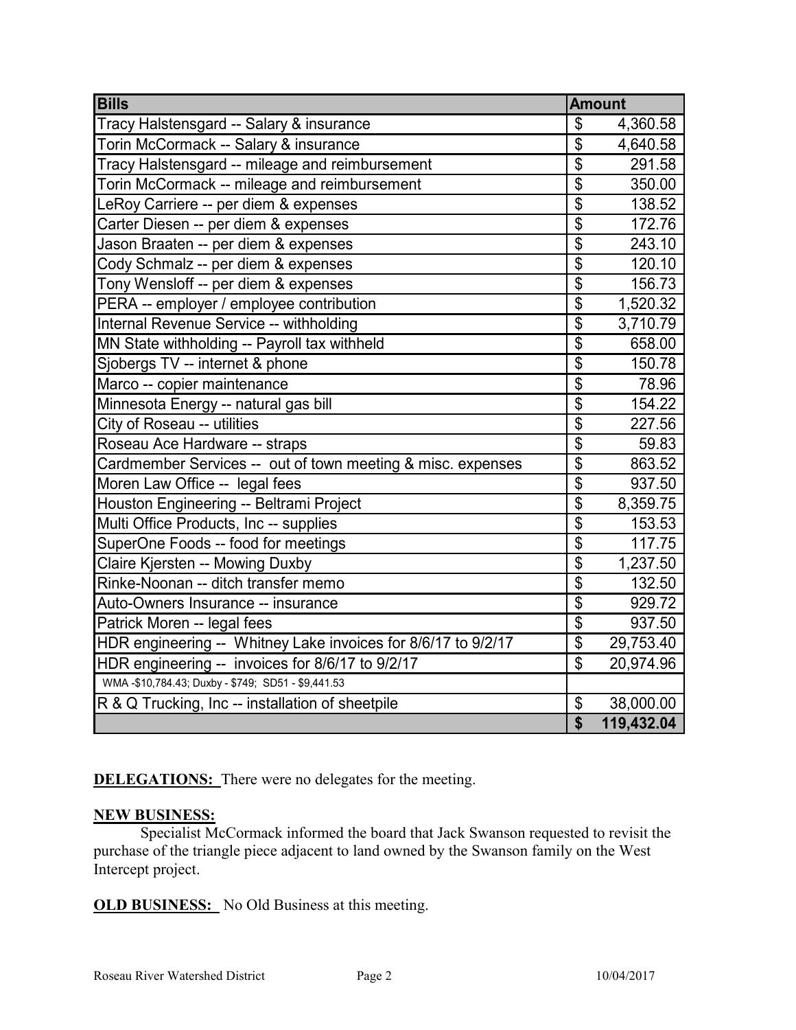| Bills | Amount |
|---|---|
| Tracy Halstensgard -- Salary & insurance | $ 4,360.58 |
| Torin McCormack -- Salary & insurance | $ 4,640.58 |
| Tracy Halstensgard -- mileage and reimbursement | $ 291.58 |
| Torin McCormack -- mileage and reimbursement | $ 350.00 |
| LeRoy Carriere -- per diem & expenses | $ 138.52 |
| Carter Diesen -- per diem & expenses | $ 172.76 |
| Jason Braaten -- per diem & expenses | $ 243.10 |
| Cody Schmalz -- per diem & expenses | $ 120.10 |
| Tony Wensloff -- per diem & expenses | $ 156.73 |
| PERA -- employer / employee contribution | $ 1,520.32 |
| Internal Revenue Service -- withholding | $ 3,710.79 |
| MN State withholding -- Payroll tax withheld | $ 658.00 |
| Sjobergs TV -- internet & phone | $ 150.78 |
| Marco -- copier maintenance | $ 78.96 |
| Minnesota Energy -- natural gas bill | $ 154.22 |
| City of Roseau -- utilities | $ 227.56 |
| Roseau Ace Hardware -- straps | $ 59.83 |
| Cardmember Services -- out of town meeting & misc. expenses | $ 863.52 |
| Moren Law Office -- legal fees | $ 937.50 |
| Houston Engineering -- Beltrami Project | $ 8,359.75 |
| Multi Office Products, Inc -- supplies | $ 153.53 |
| SuperOne Foods -- food for meetings | $ 117.75 |
| Claire Kjersten -- Mowing Duxby | $ 1,237.50 |
| Rinke-Noonan -- ditch transfer memo | $ 132.50 |
| Auto-Owners Insurance -- insurance | $ 929.72 |
| Patrick Moren -- legal fees | $ 937.50 |
| HDR engineering -- Whitney Lake invoices for 8/6/17 to 9/2/17 | $ 29,753.40 |
| HDR engineering -- invoices for 8/6/17 to 9/2/17 | $ 20,974.96 |
| WMA -$10,784.43; Duxby - $749; SD51 - $9,441.53 | |
| R & Q Trucking, Inc -- installation of sheetpile | $ 38,000.00 |
| | **$ 119,432.04** |

**DELEGATIONS:** There were no delegates for the meeting.

**NEW BUSINESS:**

Specialist McCormack informed the board that Jack Swanson requested to revisit the purchase of the triangle piece adjacent to land owned by the Swanson family on the West Intercept project.

**OLD BUSINESS:** No Old Business at this meeting.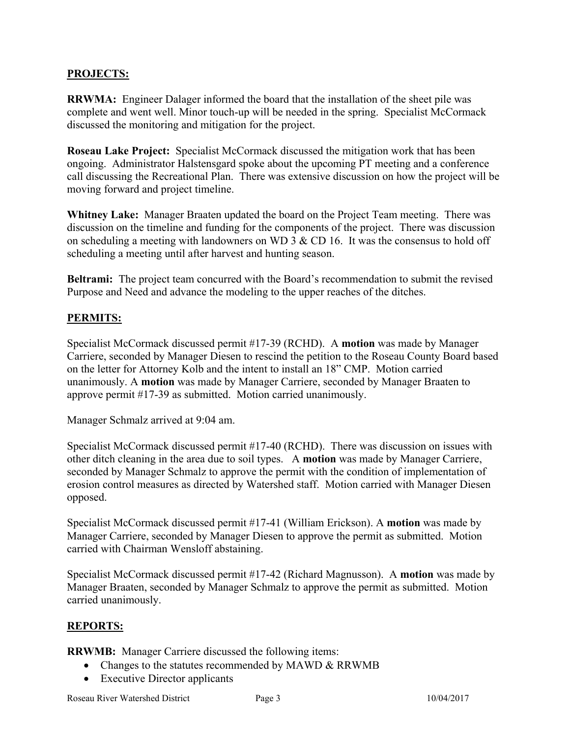**PROJECTS:**

**RRWMA:** Engineer Dalager informed the board that the installation of the sheet pile was complete and went well. Minor touch-up will be needed in the spring. Specialist McCormack discussed the monitoring and mitigation for the project.

**Roseau Lake Project:** Specialist McCormack discussed the mitigation work that has been ongoing. Administrator Halstensgard spoke about the upcoming PT meeting and a conference call discussing the Recreational Plan. There was extensive discussion on how the project will be moving forward and project timeline.

**Whitney Lake:** Manager Braaten updated the board on the Project Team meeting. There was discussion on the timeline and funding for the components of the project. There was discussion on scheduling a meeting with landowners on WD 3 & CD 16. It was the consensus to hold off scheduling a meeting until after harvest and hunting season.

**Beltrami:** The project team concurred with the Board's recommendation to submit the revised Purpose and Need and advance the modeling to the upper reaches of the ditches.

**PERMITS:**

Specialist McCormack discussed permit #17-39 (RCHD). A **motion** was made by Manager Carriere, seconded by Manager Diesen to rescind the petition to the Roseau County Board based on the letter for Attorney Kolb and the intent to install an 18" CMP. Motion carried unanimously. A **motion** was made by Manager Carriere, seconded by Manager Braaten to approve permit #17-39 as submitted. Motion carried unanimously.

Manager Schmalz arrived at 9:04 am.

Specialist McCormack discussed permit #17-40 (RCHD). There was discussion on issues with other ditch cleaning in the area due to soil types. A **motion** was made by Manager Carriere, seconded by Manager Schmalz to approve the permit with the condition of implementation of erosion control measures as directed by Watershed staff. Motion carried with Manager Diesen opposed.

Specialist McCormack discussed permit #17-41 (William Erickson). A **motion** was made by Manager Carriere, seconded by Manager Diesen to approve the permit as submitted. Motion carried with Chairman Wensloff abstaining.

Specialist McCormack discussed permit #17-42 (Richard Magnusson). A **motion** was made by Manager Braaten, seconded by Manager Schmalz to approve the permit as submitted. Motion carried unanimously.

**REPORTS:**

**RRWMB:** Manager Carriere discussed the following items:

- Changes to the statutes recommended by MAWD & RRWMB
- Executive Director applicants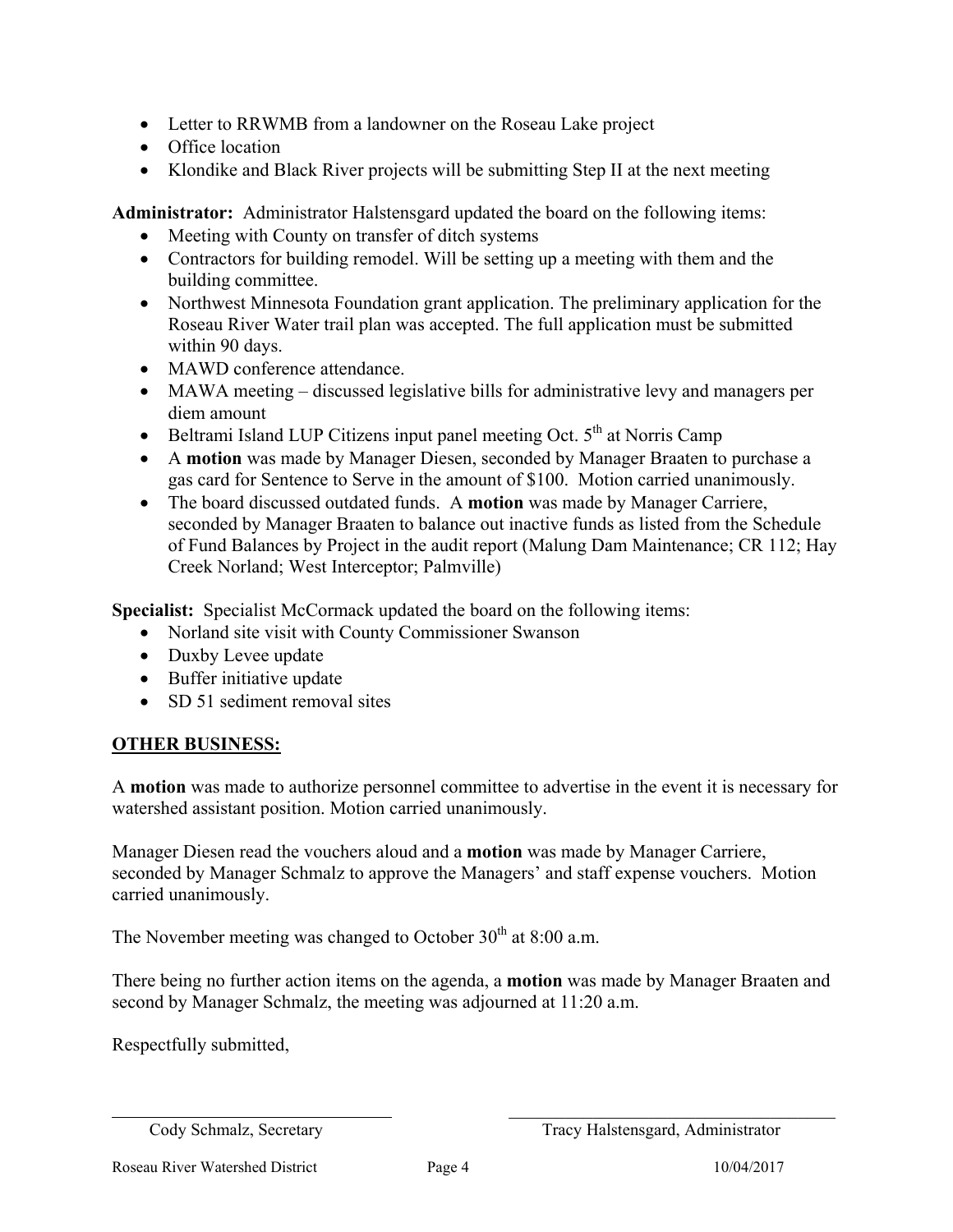- Letter to RRWMB from a landowner on the Roseau Lake project
- Office location
- Klondike and Black River projects will be submitting Step II at the next meeting

**Administrator:** Administrator Halstensgard updated the board on the following items:

- Meeting with County on transfer of ditch systems
- Contractors for building remodel. Will be setting up a meeting with them and the building committee.
- Northwest Minnesota Foundation grant application. The preliminary application for the Roseau River Water trail plan was accepted. The full application must be submitted within 90 days.
- MAWD conference attendance.
- MAWA meeting – discussed legislative bills for administrative levy and managers per diem amount
- Beltrami Island LUP Citizens input panel meeting Oct. 5th at Norris Camp
- A **motion** was made by Manager Diesen, seconded by Manager Braaten to purchase a gas card for Sentence to Serve in the amount of $100. Motion carried unanimously.
- The board discussed outdated funds. A **motion** was made by Manager Carriere, seconded by Manager Braaten to balance out inactive funds as listed from the Schedule of Fund Balances by Project in the audit report (Malung Dam Maintenance; CR 112; Hay Creek Norland; West Interceptor; Palmville)

**Specialist:** Specialist McCormack updated the board on the following items:

- Norland site visit with County Commissioner Swanson
- Duxby Levee update
- Buffer initiative update
- SD 51 sediment removal sites

## OTHER BUSINESS:

A **motion** was made to authorize personnel committee to advertise in the event it is necessary for watershed assistant position. Motion carried unanimously.

Manager Diesen read the vouchers aloud and a **motion** was made by Manager Carriere, seconded by Manager Schmalz to approve the Managers' and staff expense vouchers. Motion carried unanimously.

The November meeting was changed to October 30th at 8:00 a.m.

There being no further action items on the agenda, a **motion** was made by Manager Braaten and second by Manager Schmalz, the meeting was adjourned at 11:20 a.m.

Respectfully submitted,

\_\_\_\_\_\_\_\_\_\_\_\_\_\_\_\_\_\_\_\_\_\_\_\_\_\_\_\_\_\_ \_\_\_\_\_\_\_\_\_\_\_\_\_\_\_\_\_\_\_\_\_\_\_\_\_\_\_\_\_\_

Cody Schmalz, Secretary Tracy Halstensgard, Administrator